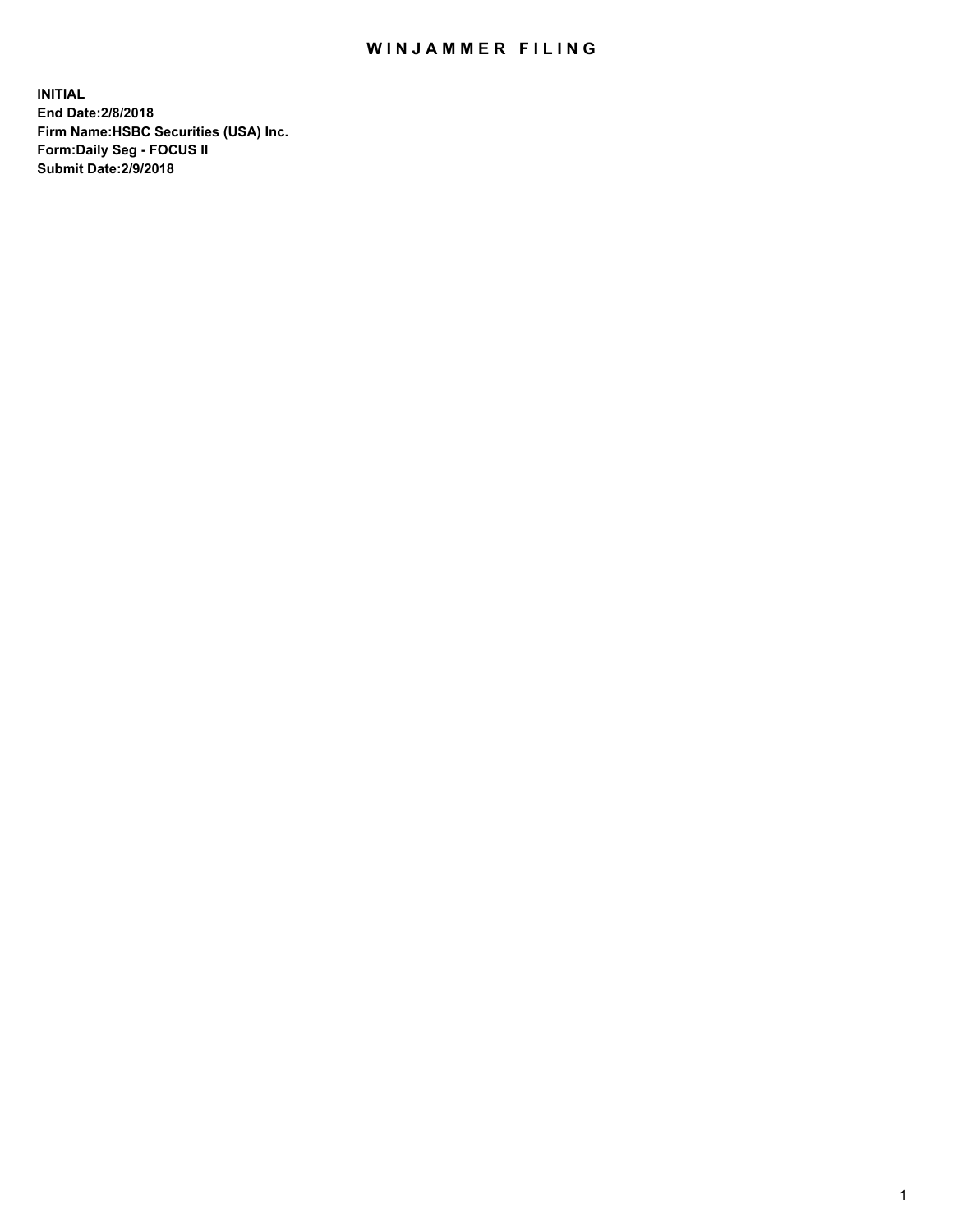# WINJAMMER FILING

**INITIAL**
**End Date:2/8/2018**
**Firm Name:HSBC Securities (USA) Inc.**
**Form:Daily Seg - FOCUS II**
**Submit Date:2/9/2018**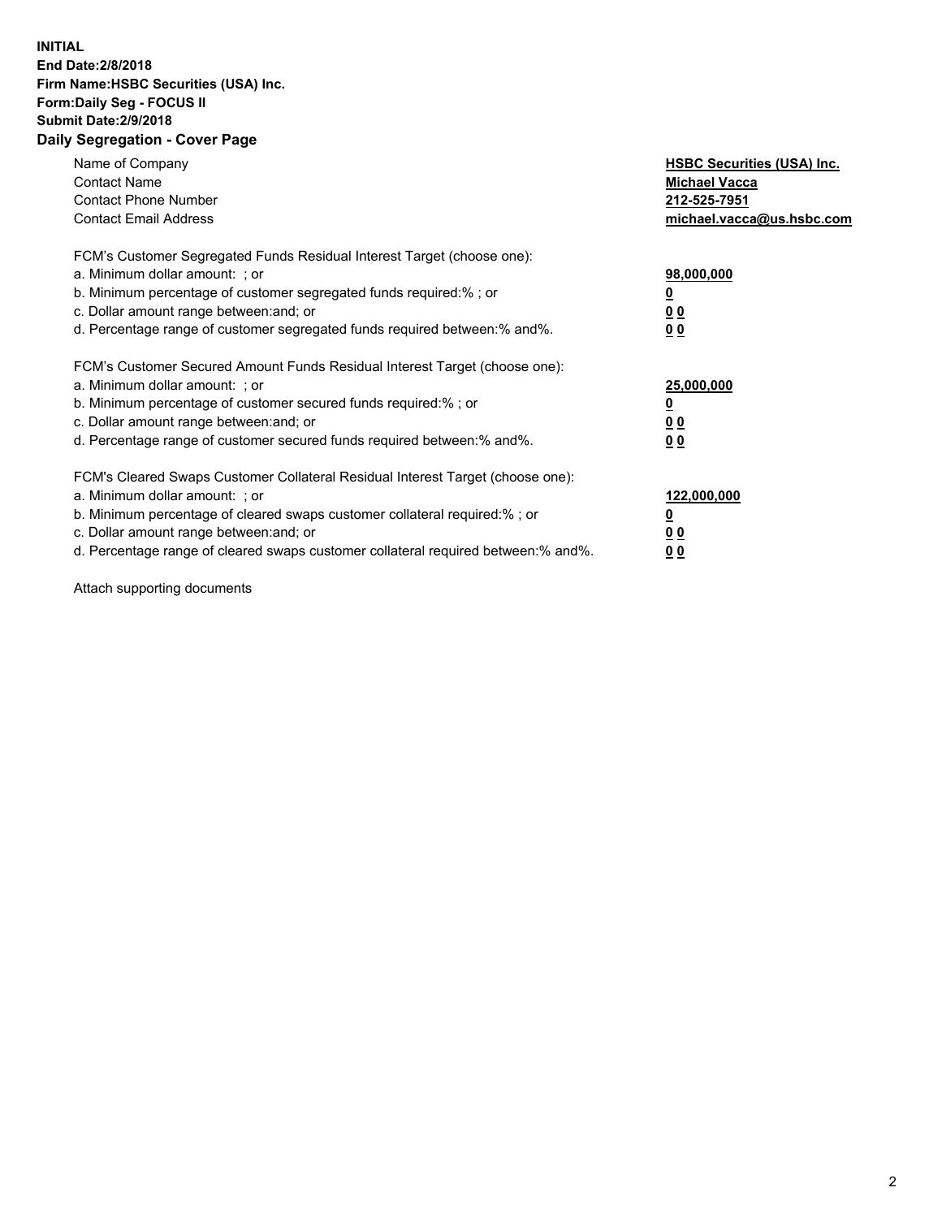**INITIAL**
**End Date:2/8/2018**
**Firm Name:HSBC Securities (USA) Inc.**
**Form:Daily Seg - FOCUS II**
**Submit Date:2/9/2018**

## Daily Segregation - Cover Page

| | |
|---|---|
| Name of Company | **HSBC Securities (USA) Inc.** |
| Contact Name | **Michael Vacca** |
| Contact Phone Number | **212-525-7951** |
| Contact Email Address | **michael.vacca@us.hsbc.com** |

FCM's Customer Segregated Funds Residual Interest Target (choose one):

| | |
|---|---|
| a. Minimum dollar amount: ; or | **98,000,000** |
| b. Minimum percentage of customer segregated funds required:% ; or | **0** |
| c. Dollar amount range between:and; or | **0 0** |
| d. Percentage range of customer segregated funds required between:% and%. | **0 0** |

FCM's Customer Secured Amount Funds Residual Interest Target (choose one):

| | |
|---|---|
| a. Minimum dollar amount: ; or | **25,000,000** |
| b. Minimum percentage of customer secured funds required:% ; or | **0** |
| c. Dollar amount range between:and; or | **0 0** |
| d. Percentage range of customer secured funds required between:% and%. | **0 0** |

FCM's Cleared Swaps Customer Collateral Residual Interest Target (choose one):

| | |
|---|---|
| a. Minimum dollar amount: ; or | **122,000,000** |
| b. Minimum percentage of cleared swaps customer collateral required:% ; or | **0** |
| c. Dollar amount range between:and; or | **0 0** |
| d. Percentage range of cleared swaps customer collateral required between:% and%. | **0 0** |

Attach supporting documents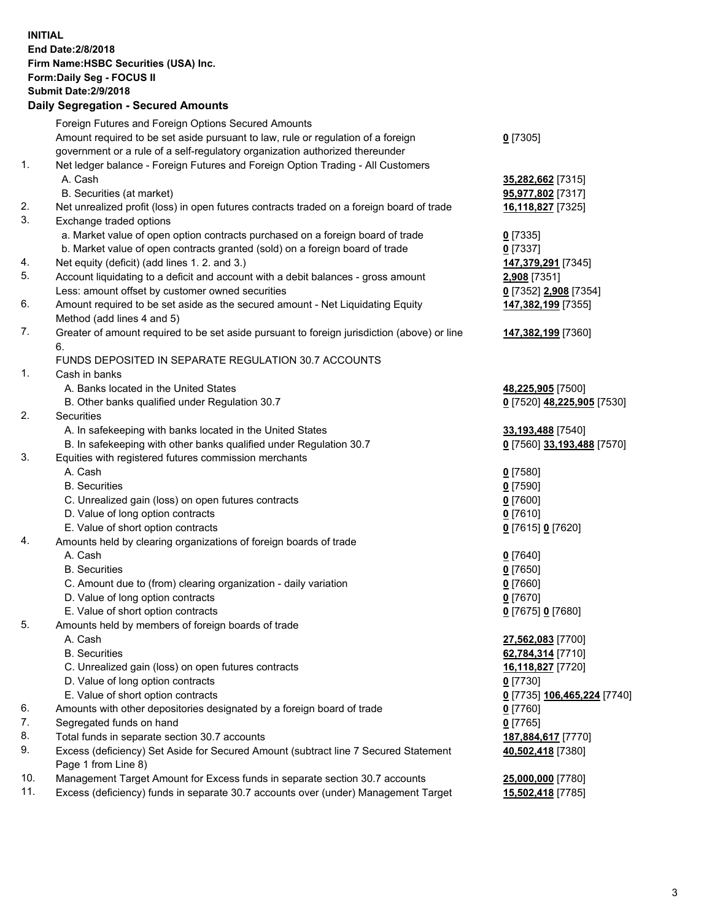**INITIAL**
**End Date:2/8/2018**
**Firm Name:HSBC Securities (USA) Inc.**
**Form:Daily Seg - FOCUS II**
**Submit Date:2/9/2018**

## Daily Segregation - Secured Amounts

| | | |
|---|---|---|
| | Foreign Futures and Foreign Options Secured Amounts | |
| | Amount required to be set aside pursuant to law, rule or regulation of a foreign government or a rule of a self-regulatory organization authorized thereunder | **0** [7305] |
| 1. | Net ledger balance - Foreign Futures and Foreign Option Trading - All Customers | |
| | A. Cash | **35,282,662** [7315] |
| | B. Securities (at market) | **95,977,802** [7317] |
| 2. | Net unrealized profit (loss) in open futures contracts traded on a foreign board of trade | **16,118,827** [7325] |
| 3. | Exchange traded options | |
| | a. Market value of open option contracts purchased on a foreign board of trade | **0** [7335] |
| | b. Market value of open contracts granted (sold) on a foreign board of trade | **0** [7337] |
| 4. | Net equity (deficit) (add lines 1. 2. and 3.) | **147,379,291** [7345] |
| 5. | Account liquidating to a deficit and account with a debit balances - gross amount | **2,908** [7351] |
| | Less: amount offset by customer owned securities | **0** [7352] **2,908** [7354] |
| 6. | Amount required to be set aside as the secured amount - Net Liquidating Equity Method (add lines 4 and 5) | **147,382,199** [7355] |
| 7. | Greater of amount required to be set aside pursuant to foreign jurisdiction (above) or line 6. | **147,382,199** [7360] |
| | FUNDS DEPOSITED IN SEPARATE REGULATION 30.7 ACCOUNTS | |
| 1. | Cash in banks | |
| | A. Banks located in the United States | **48,225,905** [7500] |
| | B. Other banks qualified under Regulation 30.7 | **0** [7520] **48,225,905** [7530] |
| 2. | Securities | |
| | A. In safekeeping with banks located in the United States | **33,193,488** [7540] |
| | B. In safekeeping with other banks qualified under Regulation 30.7 | **0** [7560] **33,193,488** [7570] |
| 3. | Equities with registered futures commission merchants | |
| | A. Cash | **0** [7580] |
| | B. Securities | **0** [7590] |
| | C. Unrealized gain (loss) on open futures contracts | **0** [7600] |
| | D. Value of long option contracts | **0** [7610] |
| | E. Value of short option contracts | **0** [7615] **0** [7620] |
| 4. | Amounts held by clearing organizations of foreign boards of trade | |
| | A. Cash | **0** [7640] |
| | B. Securities | **0** [7650] |
| | C. Amount due to (from) clearing organization - daily variation | **0** [7660] |
| | D. Value of long option contracts | **0** [7670] |
| | E. Value of short option contracts | **0** [7675] **0** [7680] |
| 5. | Amounts held by members of foreign boards of trade | |
| | A. Cash | **27,562,083** [7700] |
| | B. Securities | **62,784,314** [7710] |
| | C. Unrealized gain (loss) on open futures contracts | **16,118,827** [7720] |
| | D. Value of long option contracts | **0** [7730] |
| | E. Value of short option contracts | **0** [7735] **106,465,224** [7740] |
| 6. | Amounts with other depositories designated by a foreign board of trade | **0** [7760] |
| 7. | Segregated funds on hand | **0** [7765] |
| 8. | Total funds in separate section 30.7 accounts | **187,884,617** [7770] |
| 9. | Excess (deficiency) Set Aside for Secured Amount (subtract line 7 Secured Statement Page 1 from Line 8) | **40,502,418** [7380] |
| 10. | Management Target Amount for Excess funds in separate section 30.7 accounts | **25,000,000** [7780] |
| 11. | Excess (deficiency) funds in separate 30.7 accounts over (under) Management Target | **15,502,418** [7785] |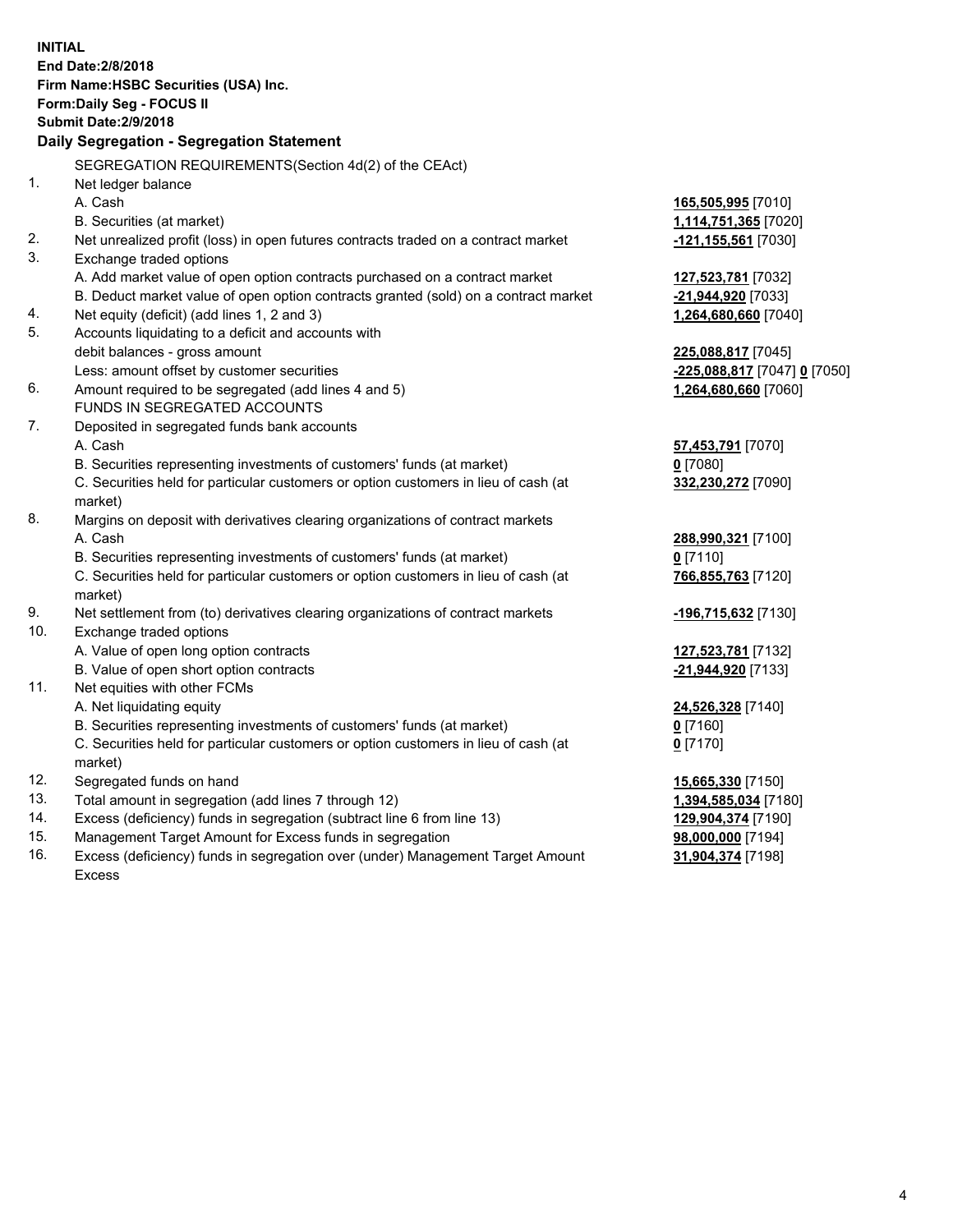**INITIAL**
**End Date:2/8/2018**
**Firm Name:HSBC Securities (USA) Inc.**
**Form:Daily Seg - FOCUS II**
**Submit Date:2/9/2018**

### Daily Segregation - Segregation Statement

SEGREGATION REQUIREMENTS(Section 4d(2) of the CEAct)

| | | |
|---|---|---|
| 1. | Net ledger balance | |
| | A. Cash | **165,505,995** [7010] |
| | B. Securities (at market) | **1,114,751,365** [7020] |
| 2. | Net unrealized profit (loss) in open futures contracts traded on a contract market | **-121,155,561** [7030] |
| 3. | Exchange traded options | |
| | A. Add market value of open option contracts purchased on a contract market | **127,523,781** [7032] |
| | B. Deduct market value of open option contracts granted (sold) on a contract market | **-21,944,920** [7033] |
| 4. | Net equity (deficit) (add lines 1, 2 and 3) | **1,264,680,660** [7040] |
| 5. | Accounts liquidating to a deficit and accounts with | |
| | debit balances - gross amount | **225,088,817** [7045] |
| | Less: amount offset by customer securities | **-225,088,817** [7047] **0** [7050] |
| 6. | Amount required to be segregated (add lines 4 and 5) | **1,264,680,660** [7060] |
| | FUNDS IN SEGREGATED ACCOUNTS | |
| 7. | Deposited in segregated funds bank accounts | |
| | A. Cash | **57,453,791** [7070] |
| | B. Securities representing investments of customers' funds (at market) | **0** [7080] |
| | C. Securities held for particular customers or option customers in lieu of cash (at market) | **332,230,272** [7090] |
| 8. | Margins on deposit with derivatives clearing organizations of contract markets | |
| | A. Cash | **288,990,321** [7100] |
| | B. Securities representing investments of customers' funds (at market) | **0** [7110] |
| | C. Securities held for particular customers or option customers in lieu of cash (at market) | **766,855,763** [7120] |
| 9. | Net settlement from (to) derivatives clearing organizations of contract markets | **-196,715,632** [7130] |
| 10. | Exchange traded options | |
| | A. Value of open long option contracts | **127,523,781** [7132] |
| | B. Value of open short option contracts | **-21,944,920** [7133] |
| 11. | Net equities with other FCMs | |
| | A. Net liquidating equity | **24,526,328** [7140] |
| | B. Securities representing investments of customers' funds (at market) | **0** [7160] |
| | C. Securities held for particular customers or option customers in lieu of cash (at market) | **0** [7170] |
| 12. | Segregated funds on hand | **15,665,330** [7150] |
| 13. | Total amount in segregation (add lines 7 through 12) | **1,394,585,034** [7180] |
| 14. | Excess (deficiency) funds in segregation (subtract line 6 from line 13) | **129,904,374** [7190] |
| 15. | Management Target Amount for Excess funds in segregation | **98,000,000** [7194] |
| 16. | Excess (deficiency) funds in segregation over (under) Management Target Amount Excess | **31,904,374** [7198] |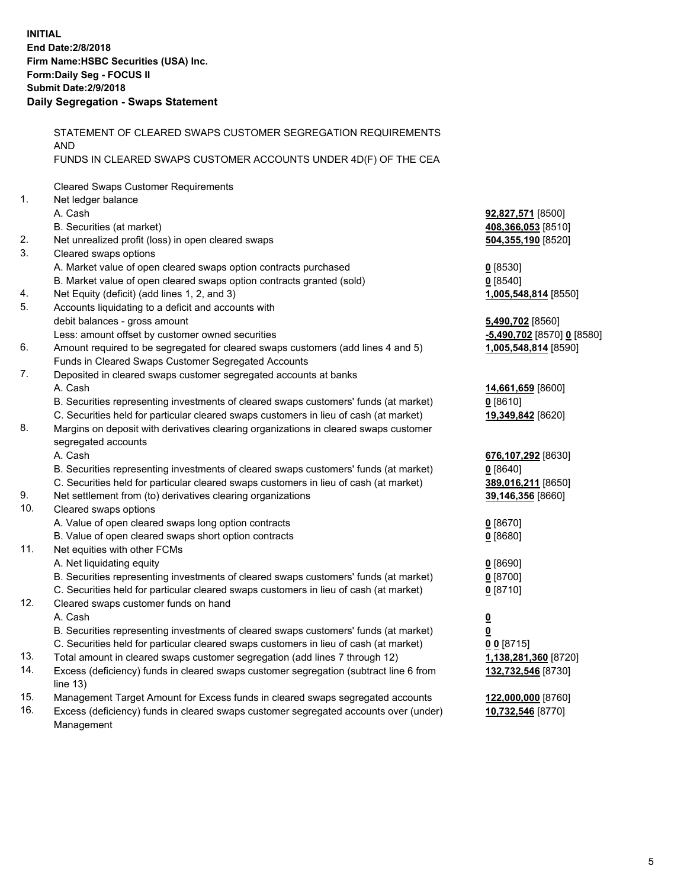**INITIAL**
**End Date:2/8/2018**
**Firm Name:HSBC Securities (USA) Inc.**
**Form:Daily Seg - FOCUS II**
**Submit Date:2/9/2018**
**Daily Segregation - Swaps Statement**

STATEMENT OF CLEARED SWAPS CUSTOMER SEGREGATION REQUIREMENTS AND FUNDS IN CLEARED SWAPS CUSTOMER ACCOUNTS UNDER 4D(F) OF THE CEA

| | | |
|---|---|---|
| | Cleared Swaps Customer Requirements | |
| 1. | Net ledger balance | |
| | A. Cash | **92,827,571** [8500] |
| | B. Securities (at market) | **408,366,053** [8510] |
| 2. | Net unrealized profit (loss) in open cleared swaps | **504,355,190** [8520] |
| 3. | Cleared swaps options | |
| | A. Market value of open cleared swaps option contracts purchased | **0** [8530] |
| | B. Market value of open cleared swaps option contracts granted (sold) | **0** [8540] |
| 4. | Net Equity (deficit) (add lines 1, 2, and 3) | **1,005,548,814** [8550] |
| 5. | Accounts liquidating to a deficit and accounts with debit balances - gross amount | **5,490,702** [8560] |
| | Less: amount offset by customer owned securities | **-5,490,702** [8570] **0** [8580] |
| 6. | Amount required to be segregated for cleared swaps customers (add lines 4 and 5) | **1,005,548,814** [8590] |
| | Funds in Cleared Swaps Customer Segregated Accounts | |
| 7. | Deposited in cleared swaps customer segregated accounts at banks | |
| | A. Cash | **14,661,659** [8600] |
| | B. Securities representing investments of cleared swaps customers' funds (at market) | **0** [8610] |
| | C. Securities held for particular cleared swaps customers in lieu of cash (at market) | **19,349,842** [8620] |
| 8. | Margins on deposit with derivatives clearing organizations in cleared swaps customer segregated accounts | |
| | A. Cash | **676,107,292** [8630] |
| | B. Securities representing investments of cleared swaps customers' funds (at market) | **0** [8640] |
| | C. Securities held for particular cleared swaps customers in lieu of cash (at market) | **389,016,211** [8650] |
| 9. | Net settlement from (to) derivatives clearing organizations | **39,146,356** [8660] |
| 10. | Cleared swaps options | |
| | A. Value of open cleared swaps long option contracts | **0** [8670] |
| | B. Value of open cleared swaps short option contracts | **0** [8680] |
| 11. | Net equities with other FCMs | |
| | A. Net liquidating equity | **0** [8690] |
| | B. Securities representing investments of cleared swaps customers' funds (at market) | **0** [8700] |
| | C. Securities held for particular cleared swaps customers in lieu of cash (at market) | **0** [8710] |
| 12. | Cleared swaps customer funds on hand | |
| | A. Cash | **0** |
| | B. Securities representing investments of cleared swaps customers' funds (at market) | **0** |
| | C. Securities held for particular cleared swaps customers in lieu of cash (at market) | **0** **0** [8715] |
| 13. | Total amount in cleared swaps customer segregation (add lines 7 through 12) | **1,138,281,360** [8720] |
| 14. | Excess (deficiency) funds in cleared swaps customer segregation (subtract line 6 from line 13) | **132,732,546** [8730] |
| 15. | Management Target Amount for Excess funds in cleared swaps segregated accounts | **122,000,000** [8760] |
| 16. | Excess (deficiency) funds in cleared swaps customer segregated accounts over (under) Management | **10,732,546** [8770] |